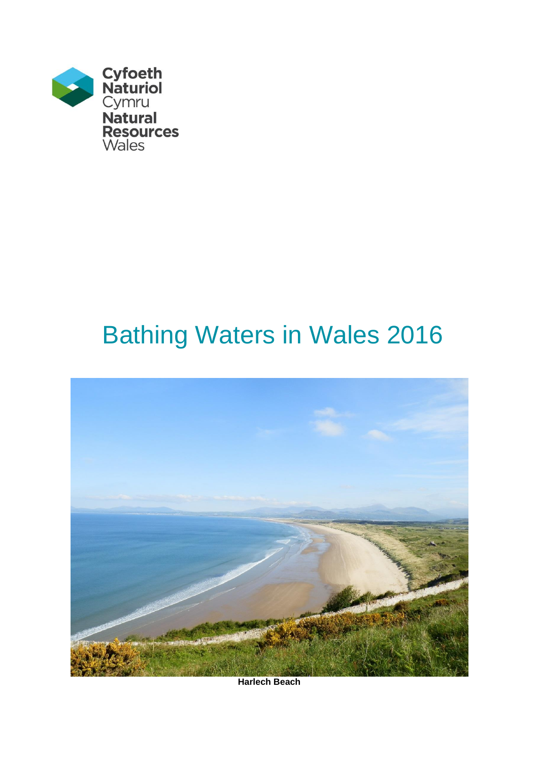Cyfoeth Naturiol Cymru
Natural Resources Wales

# Bathing Waters in Wales 2016

**Harlech Beach**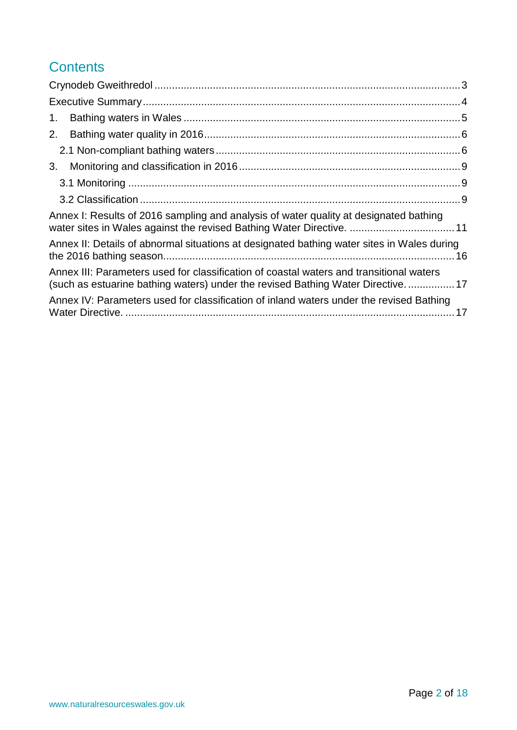## Contents

Crynodeb Gweithredol ........ 3

Executive Summary ........ 4

1. Bathing waters in Wales ........ 5
2. Bathing water quality in 2016 ........ 6
   - 2.1 Non-compliant bathing waters ........ 6
3. Monitoring and classification in 2016 ........ 9
   - 3.1 Monitoring ........ 9
   - 3.2 Classification ........ 9

Annex I: Results of 2016 sampling and analysis of water quality at designated bathing water sites in Wales against the revised Bathing Water Directive. ........ 11

Annex II: Details of abnormal situations at designated bathing water sites in Wales during the 2016 bathing season. ........ 16

Annex III: Parameters used for classification of coastal waters and transitional waters (such as estuarine bathing waters) under the revised Bathing Water Directive. ........ 17

Annex IV: Parameters used for classification of inland waters under the revised Bathing Water Directive. ........ 17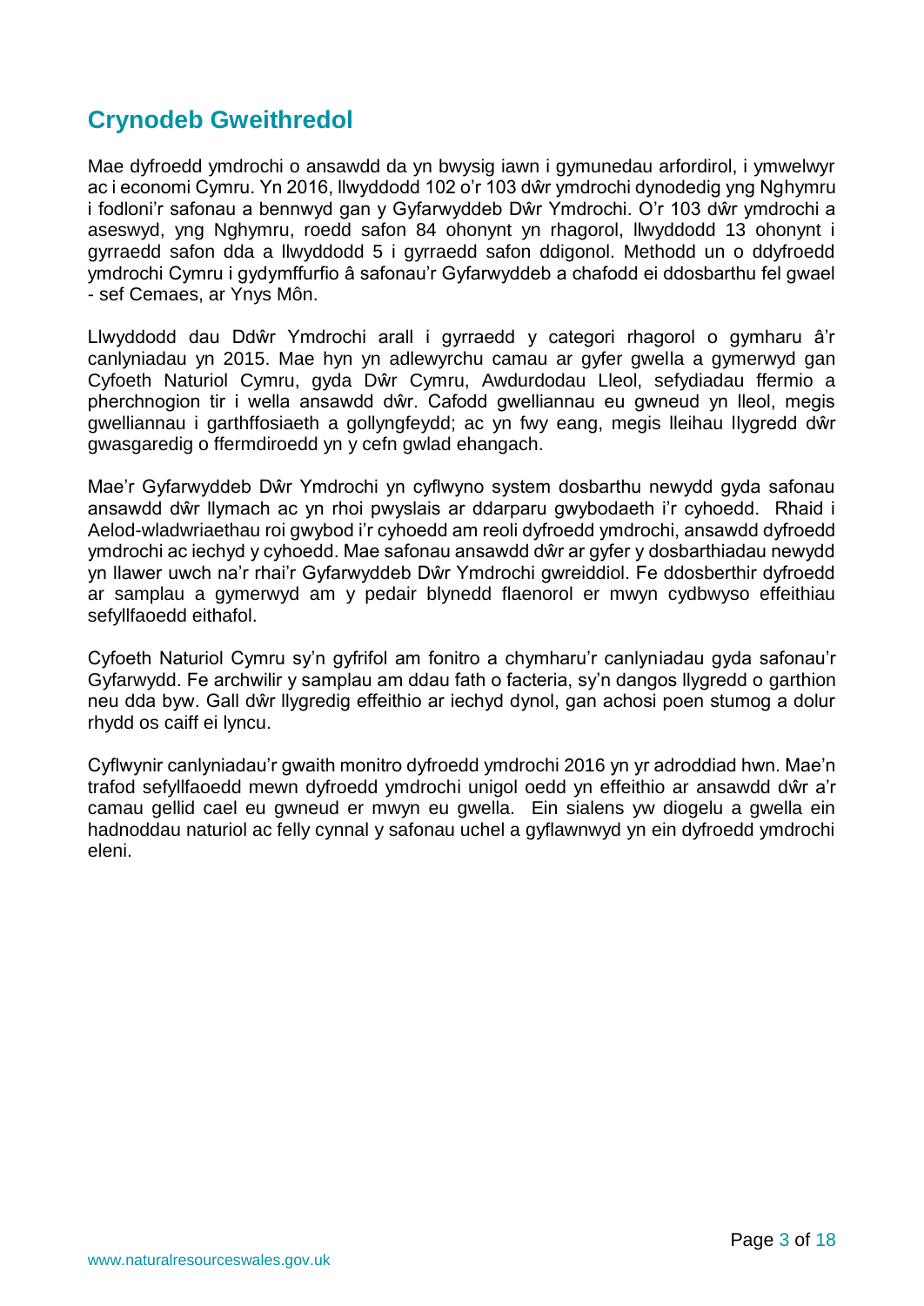## Crynodeb Gweithredol

Mae dyfroedd ymdrochi o ansawdd da yn bwysig iawn i gymunedau arfordirol, i ymwelwyr ac i economi Cymru. Yn 2016, llwyddodd 102 o'r 103 dŵr ymdrochi dynodedig yng Nghymru i fodloni'r safonau a bennwyd gan y Gyfarwyddeb Dŵr Ymdrochi. O'r 103 dŵr ymdrochi a aseswyd, yng Nghymru, roedd safon 84 ohonynt yn rhagorol, llwyddodd 13 ohonynt i gyrraedd safon dda a llwyddodd 5 i gyrraedd safon ddigonol. Methodd un o ddyfroedd ymdrochi Cymru i gydymffurfio â safonau'r Gyfarwyddeb a chafodd ei ddosbarthu fel gwael - sef Cemaes, ar Ynys Môn.

Llwyddodd dau Ddŵr Ymdrochi arall i gyrraedd y categori rhagorol o gymharu â'r canlyniadau yn 2015. Mae hyn yn adlewyrchu camau ar gyfer gwella a gymerwyd gan Cyfoeth Naturiol Cymru, gyda Dŵr Cymru, Awdurdodau Lleol, sefydiadau ffermio a pherchnogion tir i wella ansawdd dŵr. Cafodd gwelliannau eu gwneud yn lleol, megis gwelliannau i garthffosiaeth a gollyngfeydd; ac yn fwy eang, megis lleihau llygredd dŵr gwasgaredig o ffermdiroedd yn y cefn gwlad ehangach.

Mae'r Gyfarwyddeb Dŵr Ymdrochi yn cyflwyno system dosbarthu newydd gyda safonau ansawdd dŵr llymach ac yn rhoi pwyslais ar ddarparu gwybodaeth i'r cyhoedd. Rhaid i Aelod-wladwriaethau roi gwybod i'r cyhoedd am reoli dyfroedd ymdrochi, ansawdd dyfroedd ymdrochi ac iechyd y cyhoedd. Mae safonau ansawdd dŵr ar gyfer y dosbarthiadau newydd yn llawer uwch na'r rhai'r Gyfarwyddeb Dŵr Ymdrochi gwreiddiol. Fe ddosberthir dyfroedd ar samplau a gymerwyd am y pedair blynedd flaenorol er mwyn cydbwyso effeithiau sefyllfaoedd eithafol.

Cyfoeth Naturiol Cymru sy'n gyfrifol am fonitro a chymharu'r canlyniadau gyda safonau'r Gyfarwydd. Fe archwilir y samplau am ddau fath o facteria, sy'n dangos llygredd o garthion neu dda byw. Gall dŵr llygredig effeithio ar iechyd dynol, gan achosi poen stumog a dolur rhydd os caiff ei lyncu.

Cyflwynir canlyniadau'r gwaith monitro dyfroedd ymdrochi 2016 yn yr adroddiad hwn. Mae'n trafod sefyllfaoedd mewn dyfroedd ymdrochi unigol oedd yn effeithio ar ansawdd dŵr a'r camau gellid cael eu gwneud er mwyn eu gwella. Ein sialens yw diogelu a gwella ein hadnoddau naturiol ac felly cynnal y safonau uchel a gyflawnwyd yn ein dyfroedd ymdrochi eleni.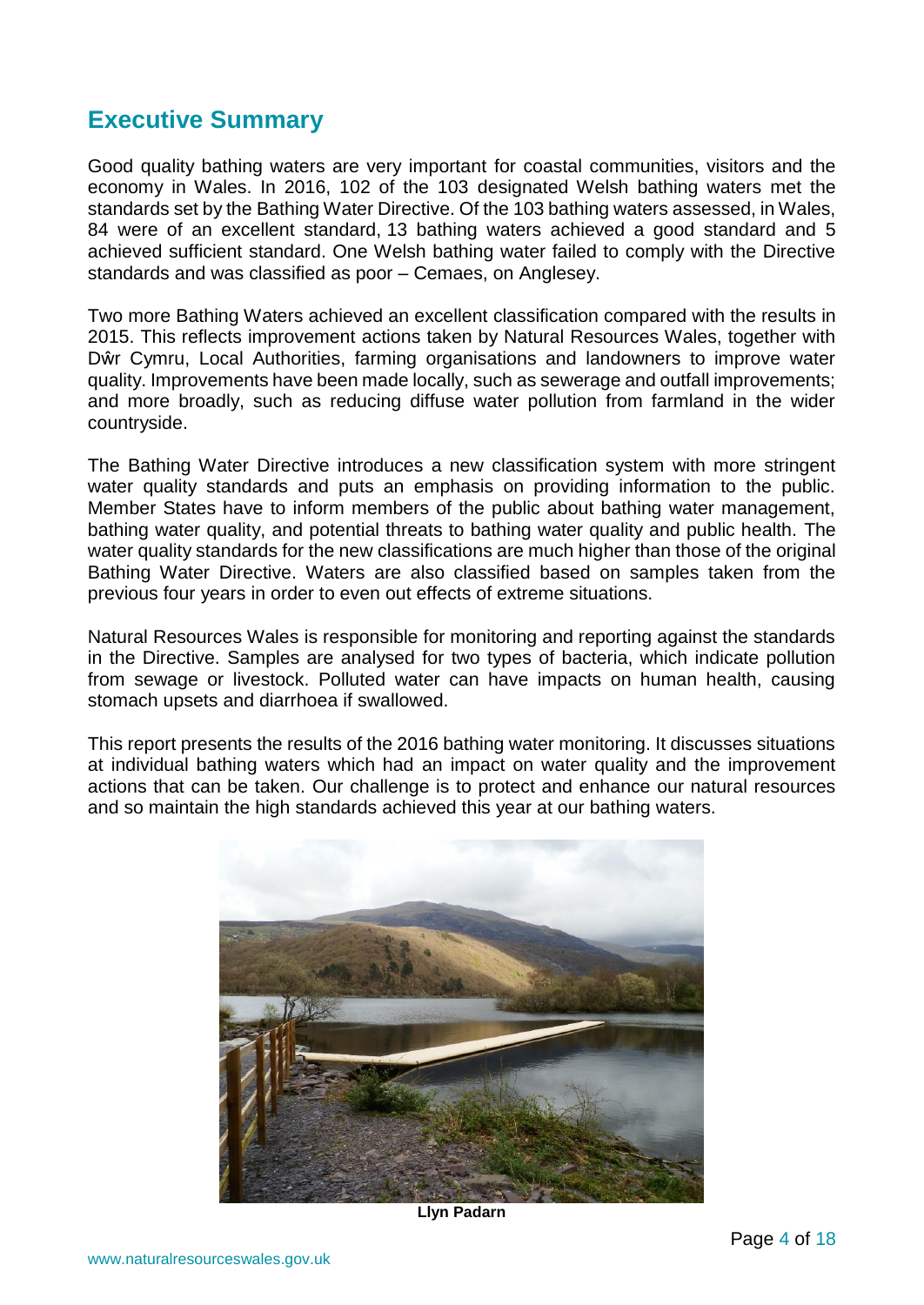## Executive Summary

Good quality bathing waters are very important for coastal communities, visitors and the economy in Wales. In 2016, 102 of the 103 designated Welsh bathing waters met the standards set by the Bathing Water Directive. Of the 103 bathing waters assessed, in Wales, 84 were of an excellent standard, 13 bathing waters achieved a good standard and 5 achieved sufficient standard. One Welsh bathing water failed to comply with the Directive standards and was classified as poor – Cemaes, on Anglesey.

Two more Bathing Waters achieved an excellent classification compared with the results in 2015. This reflects improvement actions taken by Natural Resources Wales, together with Dŵr Cymru, Local Authorities, farming organisations and landowners to improve water quality. Improvements have been made locally, such as sewerage and outfall improvements; and more broadly, such as reducing diffuse water pollution from farmland in the wider countryside.

The Bathing Water Directive introduces a new classification system with more stringent water quality standards and puts an emphasis on providing information to the public. Member States have to inform members of the public about bathing water management, bathing water quality, and potential threats to bathing water quality and public health. The water quality standards for the new classifications are much higher than those of the original Bathing Water Directive. Waters are also classified based on samples taken from the previous four years in order to even out effects of extreme situations.

Natural Resources Wales is responsible for monitoring and reporting against the standards in the Directive. Samples are analysed for two types of bacteria, which indicate pollution from sewage or livestock. Polluted water can have impacts on human health, causing stomach upsets and diarrhoea if swallowed.

This report presents the results of the 2016 bathing water monitoring. It discusses situations at individual bathing waters which had an impact on water quality and the improvement actions that can be taken. Our challenge is to protect and enhance our natural resources and so maintain the high standards achieved this year at our bathing waters.

**Llyn Padarn**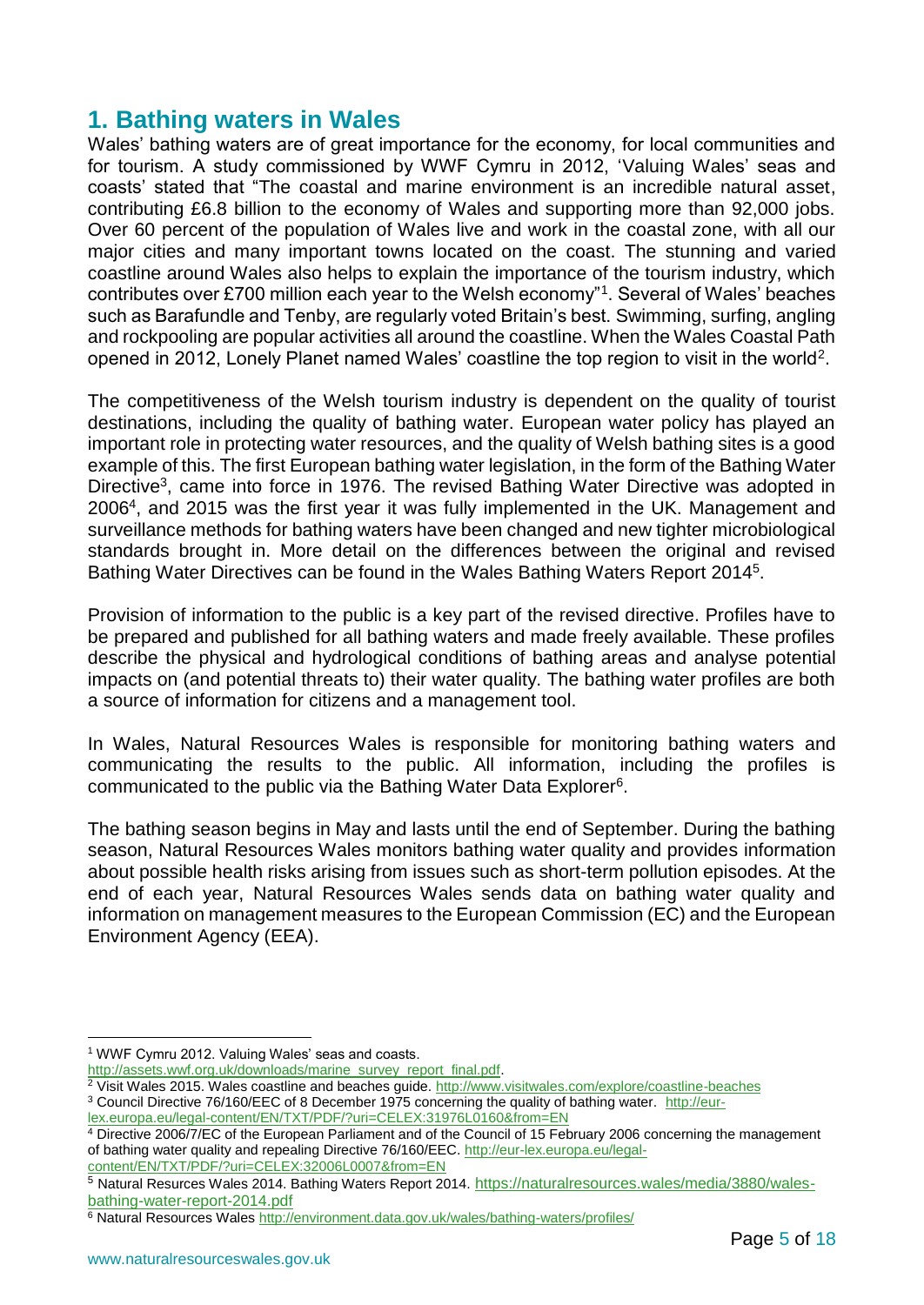## 1. Bathing waters in Wales

Wales' bathing waters are of great importance for the economy, for local communities and for tourism. A study commissioned by WWF Cymru in 2012, 'Valuing Wales' seas and coasts' stated that "The coastal and marine environment is an incredible natural asset, contributing £6.8 billion to the economy of Wales and supporting more than 92,000 jobs. Over 60 percent of the population of Wales live and work in the coastal zone, with all our major cities and many important towns located on the coast. The stunning and varied coastline around Wales also helps to explain the importance of the tourism industry, which contributes over £700 million each year to the Welsh economy"[1]. Several of Wales' beaches such as Barafundle and Tenby, are regularly voted Britain's best. Swimming, surfing, angling and rockpooling are popular activities all around the coastline. When the Wales Coastal Path opened in 2012, Lonely Planet named Wales' coastline the top region to visit in the world[2].

The competitiveness of the Welsh tourism industry is dependent on the quality of tourist destinations, including the quality of bathing water. European water policy has played an important role in protecting water resources, and the quality of Welsh bathing sites is a good example of this. The first European bathing water legislation, in the form of the Bathing Water Directive[3], came into force in 1976. The revised Bathing Water Directive was adopted in 2006[4], and 2015 was the first year it was fully implemented in the UK. Management and surveillance methods for bathing waters have been changed and new tighter microbiological standards brought in. More detail on the differences between the original and revised Bathing Water Directives can be found in the Wales Bathing Waters Report 2014[5].

Provision of information to the public is a key part of the revised directive. Profiles have to be prepared and published for all bathing waters and made freely available. These profiles describe the physical and hydrological conditions of bathing areas and analyse potential impacts on (and potential threats to) their water quality. The bathing water profiles are both a source of information for citizens and a management tool.

In Wales, Natural Resources Wales is responsible for monitoring bathing waters and communicating the results to the public. All information, including the profiles is communicated to the public via the Bathing Water Data Explorer[6].

The bathing season begins in May and lasts until the end of September. During the bathing season, Natural Resources Wales monitors bathing water quality and provides information about possible health risks arising from issues such as short-term pollution episodes. At the end of each year, Natural Resources Wales sends data on bathing water quality and information on management measures to the European Commission (EC) and the European Environment Agency (EEA).

---

[1] WWF Cymru 2012. Valuing Wales' seas and coasts. http://assets.wwf.org.uk/downloads/marine_survey_report_final.pdf.

[2] Visit Wales 2015. Wales coastline and beaches guide. http://www.visitwales.com/explore/coastline-beaches

[3] Council Directive 76/160/EEC of 8 December 1975 concerning the quality of bathing water. http://eur-lex.europa.eu/legal-content/EN/TXT/PDF/?uri=CELEX:31976L0160&from=EN

[4] Directive 2006/7/EC of the European Parliament and of the Council of 15 February 2006 concerning the management of bathing water quality and repealing Directive 76/160/EEC. http://eur-lex.europa.eu/legal-content/EN/TXT/PDF/?uri=CELEX:32006L0007&from=EN

[5] Natural Resources Wales 2014. Bathing Waters Report 2014. https://naturalresources.wales/media/3880/wales-bathing-water-report-2014.pdf

[6] Natural Resources Wales http://environment.data.gov.uk/wales/bathing-waters/profiles/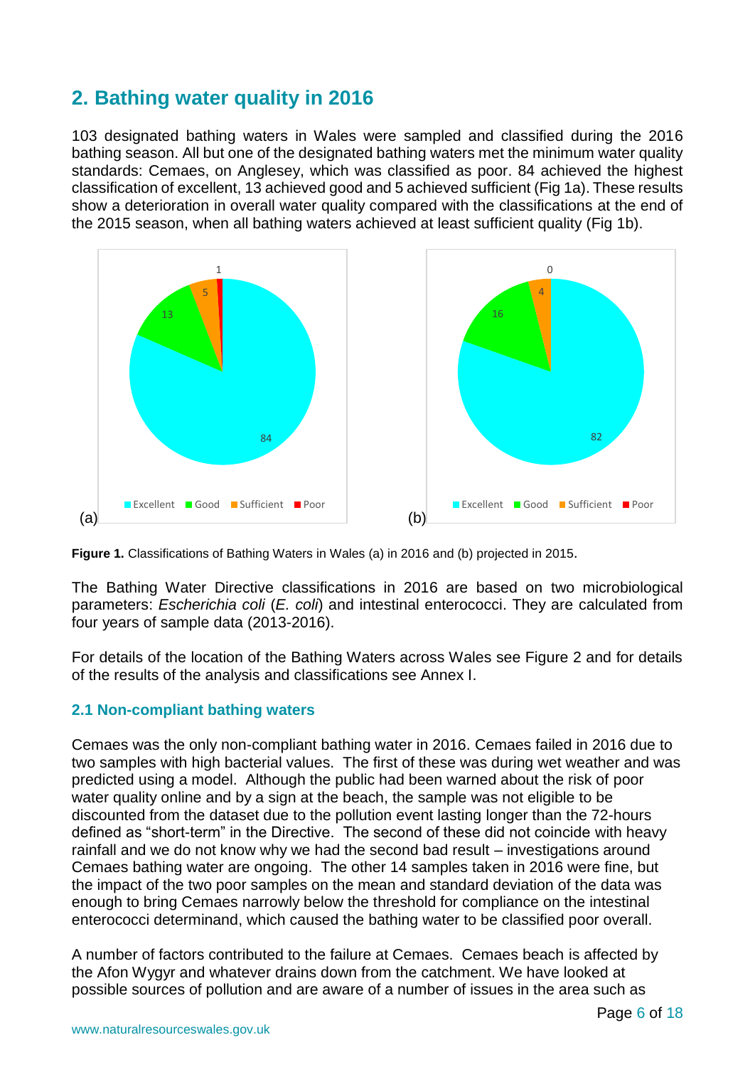## 2. Bathing water quality in 2016

103 designated bathing waters in Wales were sampled and classified during the 2016 bathing season. All but one of the designated bathing waters met the minimum water quality standards: Cemaes, on Anglesey, which was classified as poor. 84 achieved the highest classification of excellent, 13 achieved good and 5 achieved sufficient (Fig 1a). These results show a deterioration in overall water quality compared with the classifications at the end of the 2015 season, when all bathing waters achieved at least sufficient quality (Fig 1b).

**Figure 1.** Classifications of Bathing Waters in Wales (a) in 2016 and (b) projected in 2015.

The Bathing Water Directive classifications in 2016 are based on two microbiological parameters: *Escherichia coli* (*E. coli*) and intestinal enterococci. They are calculated from four years of sample data (2013-2016).

For details of the location of the Bathing Waters across Wales see Figure 2 and for details of the results of the analysis and classifications see Annex I.

### 2.1 Non-compliant bathing waters

Cemaes was the only non-compliant bathing water in 2016. Cemaes failed in 2016 due to two samples with high bacterial values. The first of these was during wet weather and was predicted using a model. Although the public had been warned about the risk of poor water quality online and by a sign at the beach, the sample was not eligible to be discounted from the dataset due to the pollution event lasting longer than the 72-hours defined as "short-term" in the Directive. The second of these did not coincide with heavy rainfall and we do not know why we had the second bad result – investigations around Cemaes bathing water are ongoing. The other 14 samples taken in 2016 were fine, but the impact of the two poor samples on the mean and standard deviation of the data was enough to bring Cemaes narrowly below the threshold for compliance on the intestinal enterococci determinand, which caused the bathing water to be classified poor overall.

A number of factors contributed to the failure at Cemaes. Cemaes beach is affected by the Afon Wygyr and whatever drains down from the catchment. We have looked at possible sources of pollution and are aware of a number of issues in the area such as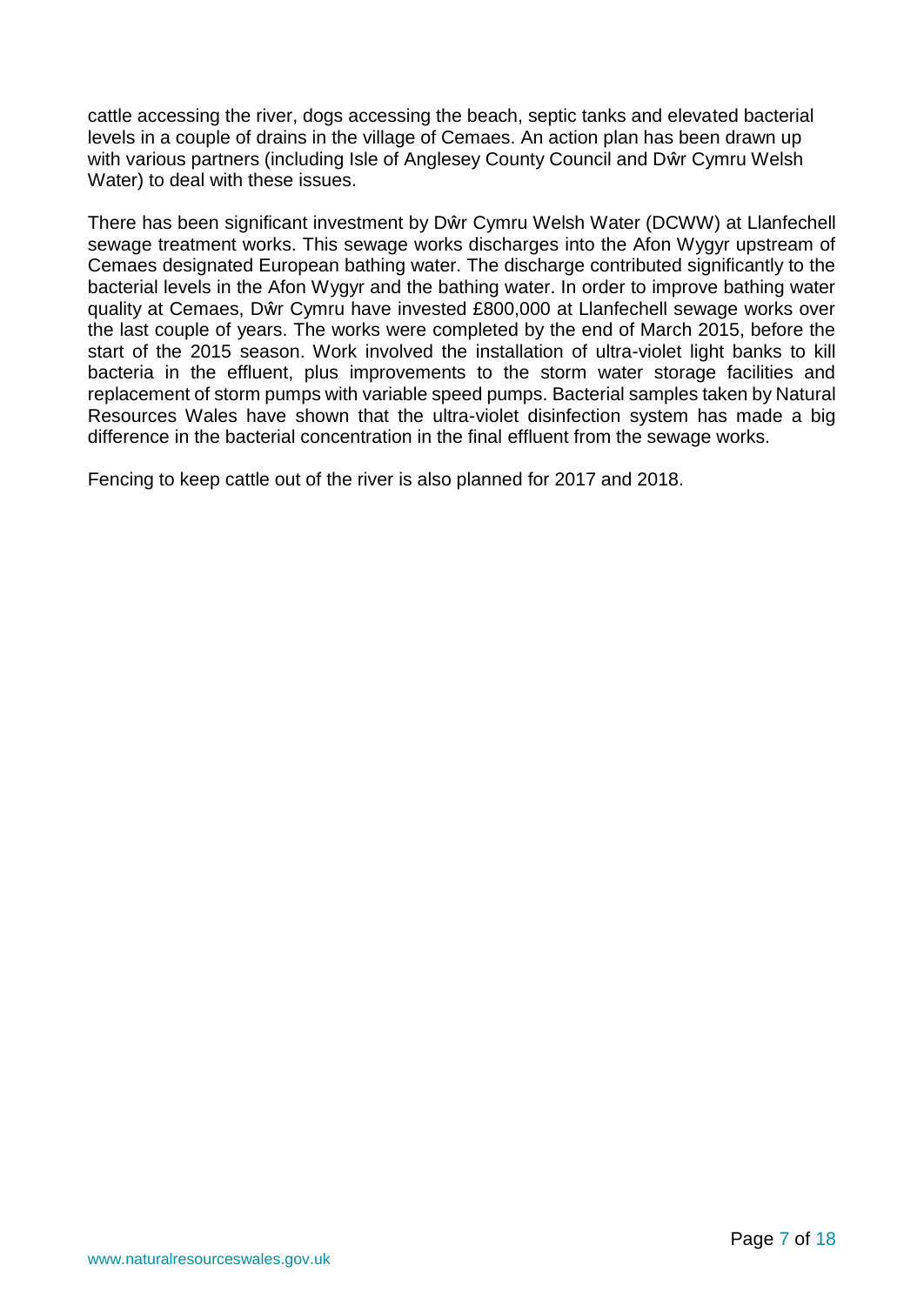cattle accessing the river, dogs accessing the beach, septic tanks and elevated bacterial levels in a couple of drains in the village of Cemaes. An action plan has been drawn up with various partners (including Isle of Anglesey County Council and Dŵr Cymru Welsh Water) to deal with these issues.

There has been significant investment by Dŵr Cymru Welsh Water (DCWW) at Llanfechell sewage treatment works. This sewage works discharges into the Afon Wygyr upstream of Cemaes designated European bathing water. The discharge contributed significantly to the bacterial levels in the Afon Wygyr and the bathing water. In order to improve bathing water quality at Cemaes, Dŵr Cymru have invested £800,000 at Llanfechell sewage works over the last couple of years. The works were completed by the end of March 2015, before the start of the 2015 season. Work involved the installation of ultra-violet light banks to kill bacteria in the effluent, plus improvements to the storm water storage facilities and replacement of storm pumps with variable speed pumps. Bacterial samples taken by Natural Resources Wales have shown that the ultra-violet disinfection system has made a big difference in the bacterial concentration in the final effluent from the sewage works.

Fencing to keep cattle out of the river is also planned for 2017 and 2018.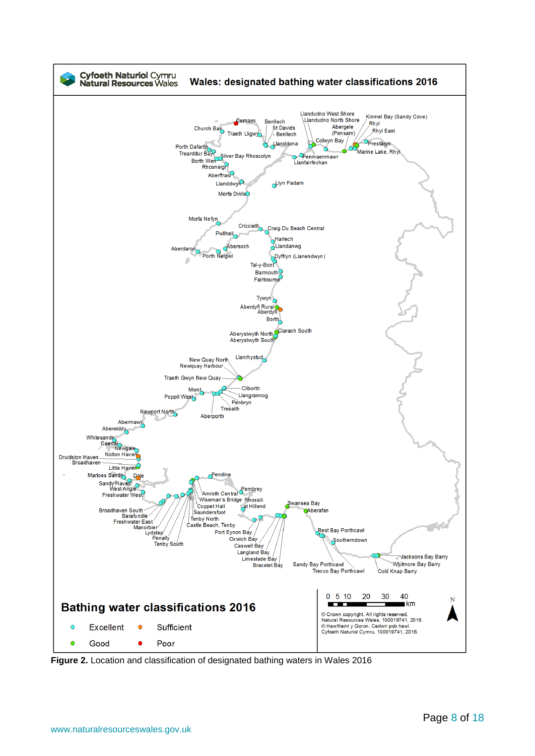Cyfoeth Naturiol Cymru
Natural Resources Wales

## Wales: designated bathing water classifications 2016

Cemaes, Benllech, St Davids, Church Bay, Traeth Lligwy, Benllech, Llandudno West Shore, Llandudno North Shore, Kinmel Bay (Sandy Cove), Rhyl, Abergele (Pensarn), Rhyl East, Colwyn Bay, Prestatyn, Marine Lake, Rhyl, Llanddona, Porth Dafarch, Trearddur Bay, Silver Bay Rhoscolyn, Penmaenmawr, Llanfairfechan, Borth Wen, Rhosneigr, Aberffraw, Llanddwyn, Llyn Padarn, Morfa Dinlle, Morfa Nefyn, Criccieth, Craig Du Beach Central, Pwllheli, Harlech, Llandanwg, Abersoch, Aberdaron, Porth Neigwl, Dyffryn (Llanendwyn), Tal-y-Bont, Barmouth, Fairbourne, Tywyn, Aberdyfi Rural, Aberdyfi, Borth, Clarach South, Aberystwyth North, Aberystwyth South, Llanrhystud, New Quay North, Newquay Harbour, Traeth Gwyn New Quay, Cilborth, Mwnt, Llangrannog, Poppit West, Penbryn, Tresaith, Aberporth, Newport North, Abermawr, Abereiddy, Whitesands, Caerfai, Newgale, Nolton Haven, Druidston Haven, Broadhaven, Little Haven, Marloes Sands, Dale, Sandy Haven, West Angle, Freshwater West, Pendine, Amroth Central, Pembrey, Wiseman's Bridge, Rhossili, Coppet Hall, Saundersfoot, Tenby North, Castle Beach, Tenby, Broadhaven South, Barafundle, Freshwater East, Manorbier, Lydstep, Penally, Tenby South, Swansea Bay, Aberafan, Port Eynon Bay, Oxwich Bay, Caswell Bay, Langland Bay, Limeslade Bay, Bracelet Bay, Rest Bay Porthcawl, Southerndown, Sandy Bay Porthcawl, Trecco Bay Porthcawl, Jacksons Bay Barry, Whitmore Bay Barry, Cold Knap Barry

### Bathing water classifications 2016

- Excellent
- Good
- Sufficient
- Poor

0 5 10 20 30 40 km

N

© Crown copyright. All rights reserved. Natural Resources Wales, 100019741, 2016.
© Hawlfraint y Goron. Cedwir pob hawl. Cyfoeth Naturiol Cymru, 100019741, 2016.

**Figure 2.** Location and classification of designated bathing waters in Wales 2016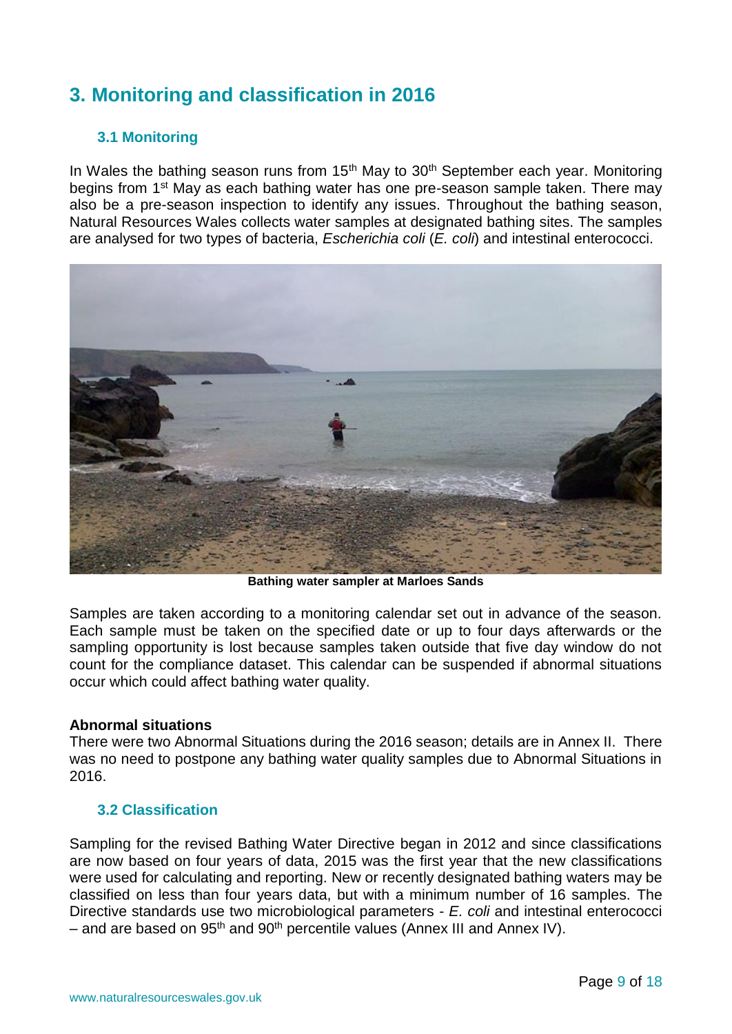## 3. Monitoring and classification in 2016

### 3.1 Monitoring

In Wales the bathing season runs from 15th May to 30th September each year. Monitoring begins from 1st May as each bathing water has one pre-season sample taken. There may also be a pre-season inspection to identify any issues. Throughout the bathing season, Natural Resources Wales collects water samples at designated bathing sites. The samples are analysed for two types of bacteria, *Escherichia coli* (*E. coli*) and intestinal enterococci.

**Bathing water sampler at Marloes Sands**

Samples are taken according to a monitoring calendar set out in advance of the season. Each sample must be taken on the specified date or up to four days afterwards or the sampling opportunity is lost because samples taken outside that five day window do not count for the compliance dataset. This calendar can be suspended if abnormal situations occur which could affect bathing water quality.

**Abnormal situations**

There were two Abnormal Situations during the 2016 season; details are in Annex II. There was no need to postpone any bathing water quality samples due to Abnormal Situations in 2016.

### 3.2 Classification

Sampling for the revised Bathing Water Directive began in 2012 and since classifications are now based on four years of data, 2015 was the first year that the new classifications were used for calculating and reporting. New or recently designated bathing waters may be classified on less than four years data, but with a minimum number of 16 samples. The Directive standards use two microbiological parameters - *E. coli* and intestinal enterococci – and are based on 95th and 90th percentile values (Annex III and Annex IV).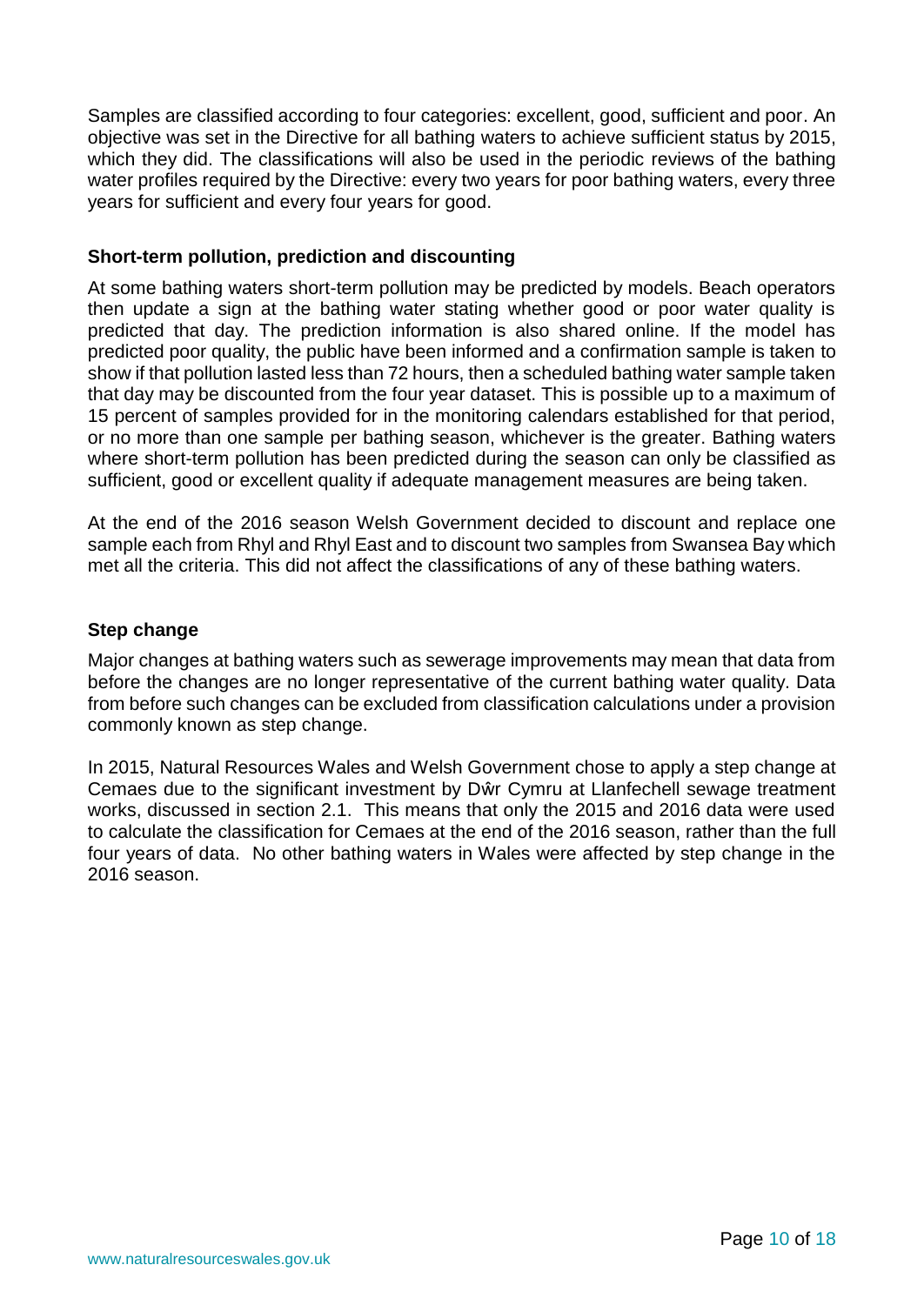Samples are classified according to four categories: excellent, good, sufficient and poor. An objective was set in the Directive for all bathing waters to achieve sufficient status by 2015, which they did. The classifications will also be used in the periodic reviews of the bathing water profiles required by the Directive: every two years for poor bathing waters, every three years for sufficient and every four years for good.

### Short-term pollution, prediction and discounting

At some bathing waters short-term pollution may be predicted by models. Beach operators then update a sign at the bathing water stating whether good or poor water quality is predicted that day. The prediction information is also shared online. If the model has predicted poor quality, the public have been informed and a confirmation sample is taken to show if that pollution lasted less than 72 hours, then a scheduled bathing water sample taken that day may be discounted from the four year dataset. This is possible up to a maximum of 15 percent of samples provided for in the monitoring calendars established for that period, or no more than one sample per bathing season, whichever is the greater. Bathing waters where short-term pollution has been predicted during the season can only be classified as sufficient, good or excellent quality if adequate management measures are being taken.

At the end of the 2016 season Welsh Government decided to discount and replace one sample each from Rhyl and Rhyl East and to discount two samples from Swansea Bay which met all the criteria. This did not affect the classifications of any of these bathing waters.

### Step change

Major changes at bathing waters such as sewerage improvements may mean that data from before the changes are no longer representative of the current bathing water quality. Data from before such changes can be excluded from classification calculations under a provision commonly known as step change.

In 2015, Natural Resources Wales and Welsh Government chose to apply a step change at Cemaes due to the significant investment by Dŵr Cymru at Llanfechell sewage treatment works, discussed in section 2.1. This means that only the 2015 and 2016 data were used to calculate the classification for Cemaes at the end of the 2016 season, rather than the full four years of data. No other bathing waters in Wales were affected by step change in the 2016 season.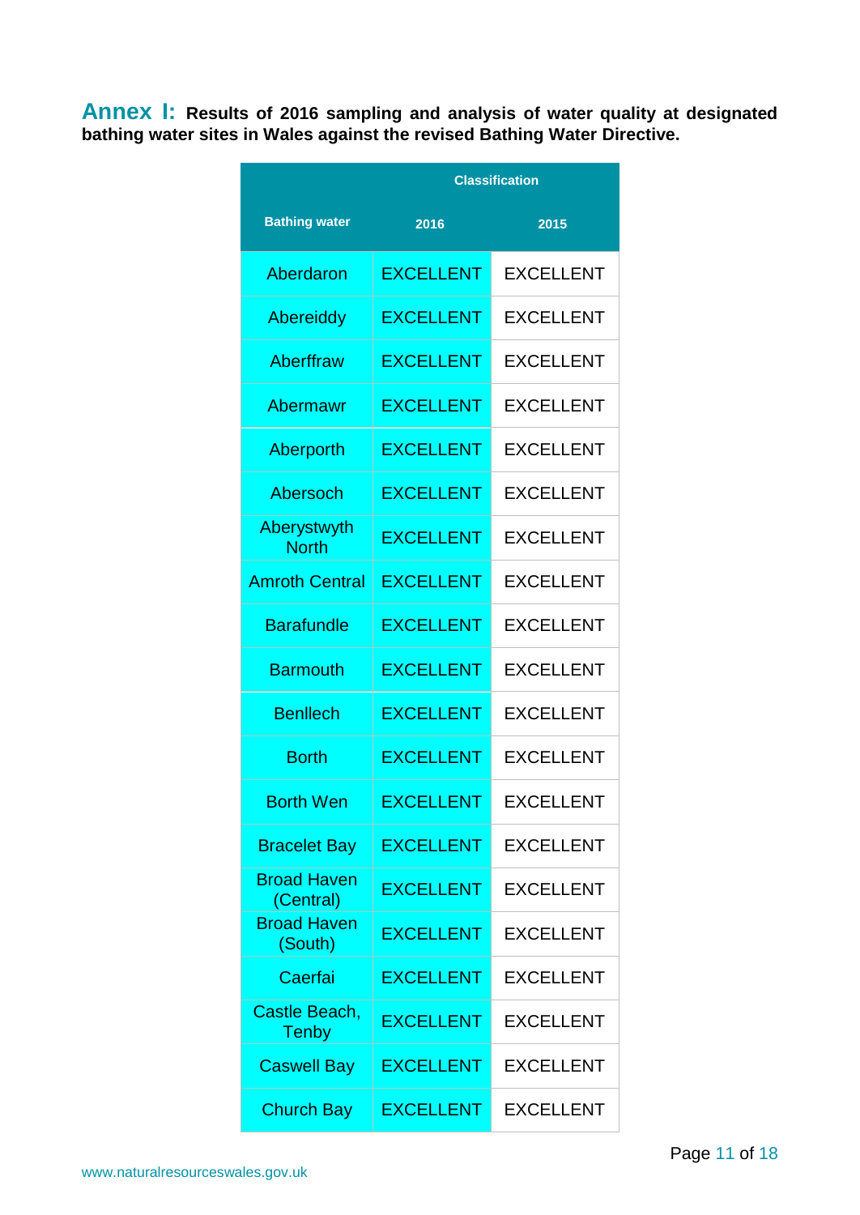**Annex I:** **Results of 2016 sampling and analysis of water quality at designated bathing water sites in Wales against the revised Bathing Water Directive.**

| Bathing water | Classification | |
|---|---|---|
| | 2016 | 2015 |
| Aberdaron | EXCELLENT | EXCELLENT |
| Abereiddy | EXCELLENT | EXCELLENT |
| Aberffraw | EXCELLENT | EXCELLENT |
| Abermawr | EXCELLENT | EXCELLENT |
| Aberporth | EXCELLENT | EXCELLENT |
| Abersoch | EXCELLENT | EXCELLENT |
| Aberystwyth North | EXCELLENT | EXCELLENT |
| Amroth Central | EXCELLENT | EXCELLENT |
| Barafundle | EXCELLENT | EXCELLENT |
| Barmouth | EXCELLENT | EXCELLENT |
| Benllech | EXCELLENT | EXCELLENT |
| Borth | EXCELLENT | EXCELLENT |
| Borth Wen | EXCELLENT | EXCELLENT |
| Bracelet Bay | EXCELLENT | EXCELLENT |
| Broad Haven (Central) | EXCELLENT | EXCELLENT |
| Broad Haven (South) | EXCELLENT | EXCELLENT |
| Caerfai | EXCELLENT | EXCELLENT |
| Castle Beach, Tenby | EXCELLENT | EXCELLENT |
| Caswell Bay | EXCELLENT | EXCELLENT |
| Church Bay | EXCELLENT | EXCELLENT |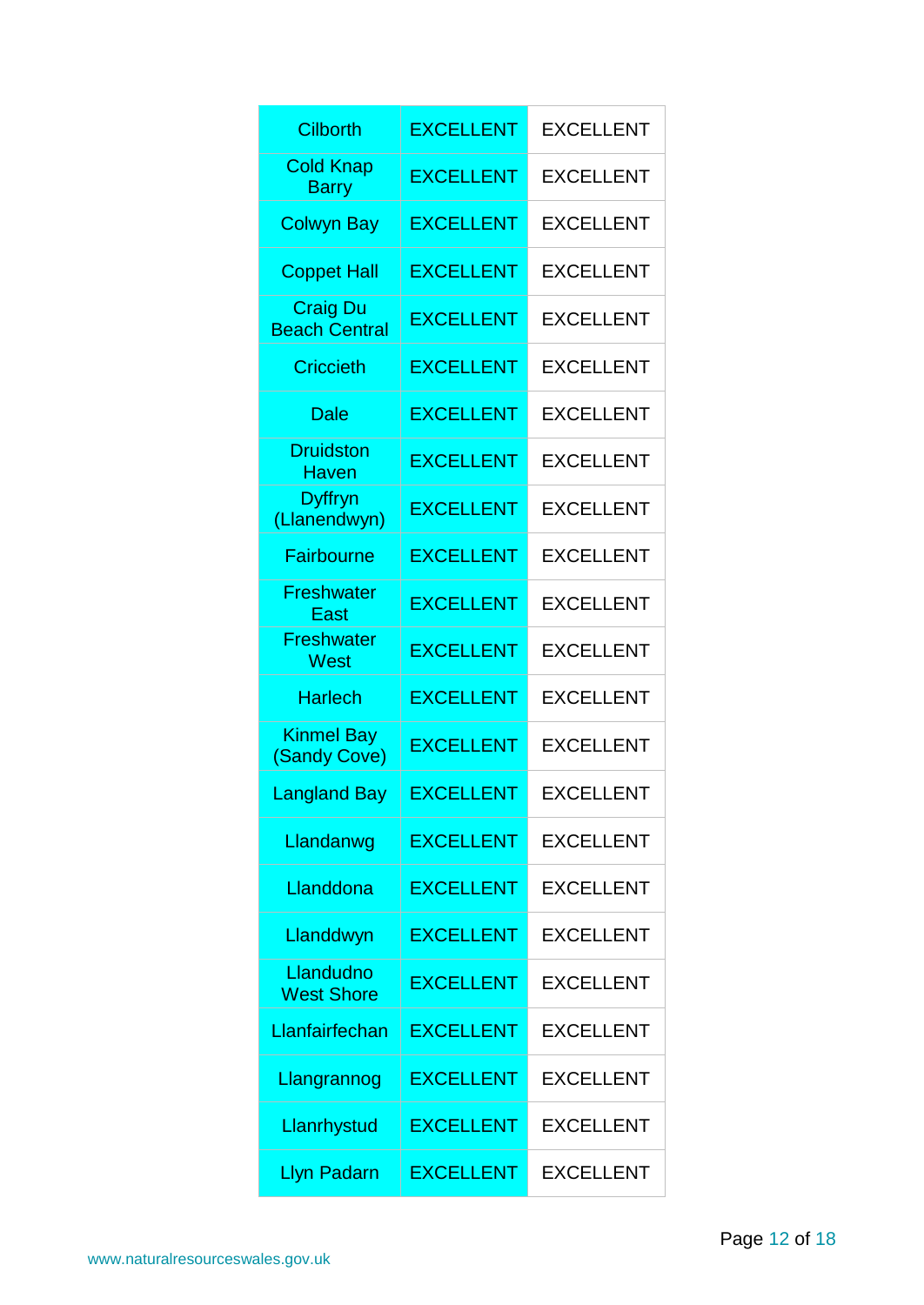| | | |
|---|---|---|
| Cilborth | EXCELLENT | EXCELLENT |
| Cold Knap Barry | EXCELLENT | EXCELLENT |
| Colwyn Bay | EXCELLENT | EXCELLENT |
| Coppet Hall | EXCELLENT | EXCELLENT |
| Craig Du Beach Central | EXCELLENT | EXCELLENT |
| Criccieth | EXCELLENT | EXCELLENT |
| Dale | EXCELLENT | EXCELLENT |
| Druidston Haven | EXCELLENT | EXCELLENT |
| Dyffryn (Llanendwyn) | EXCELLENT | EXCELLENT |
| Fairbourne | EXCELLENT | EXCELLENT |
| Freshwater East | EXCELLENT | EXCELLENT |
| Freshwater West | EXCELLENT | EXCELLENT |
| Harlech | EXCELLENT | EXCELLENT |
| Kinmel Bay (Sandy Cove) | EXCELLENT | EXCELLENT |
| Langland Bay | EXCELLENT | EXCELLENT |
| Llandanwg | EXCELLENT | EXCELLENT |
| Llanddona | EXCELLENT | EXCELLENT |
| Llanddwyn | EXCELLENT | EXCELLENT |
| Llandudno West Shore | EXCELLENT | EXCELLENT |
| Llanfairfechan | EXCELLENT | EXCELLENT |
| Llangrannog | EXCELLENT | EXCELLENT |
| Llanrhystud | EXCELLENT | EXCELLENT |
| Llyn Padarn | EXCELLENT | EXCELLENT |

www.naturalresourceswales.gov.uk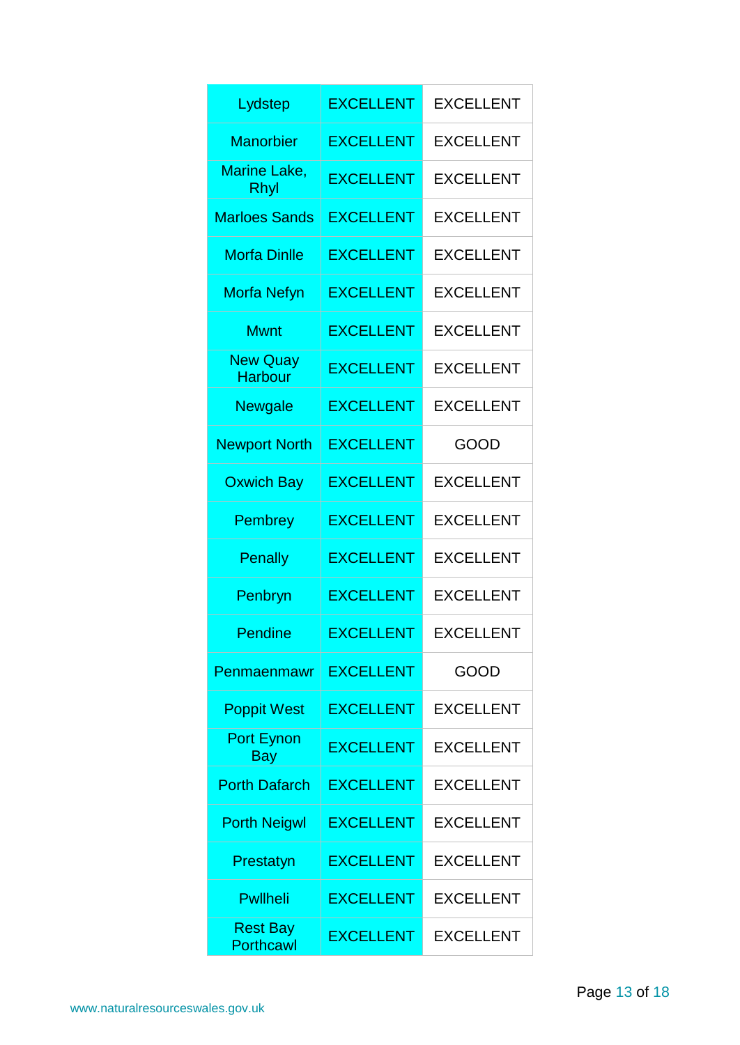| | | |
|---|---|---|
| Lydstep | EXCELLENT | EXCELLENT |
| Manorbier | EXCELLENT | EXCELLENT |
| Marine Lake, Rhyl | EXCELLENT | EXCELLENT |
| Marloes Sands | EXCELLENT | EXCELLENT |
| Morfa Dinlle | EXCELLENT | EXCELLENT |
| Morfa Nefyn | EXCELLENT | EXCELLENT |
| Mwnt | EXCELLENT | EXCELLENT |
| New Quay Harbour | EXCELLENT | EXCELLENT |
| Newgale | EXCELLENT | EXCELLENT |
| Newport North | EXCELLENT | GOOD |
| Oxwich Bay | EXCELLENT | EXCELLENT |
| Pembrey | EXCELLENT | EXCELLENT |
| Penally | EXCELLENT | EXCELLENT |
| Penbryn | EXCELLENT | EXCELLENT |
| Pendine | EXCELLENT | EXCELLENT |
| Penmaenmawr | EXCELLENT | GOOD |
| Poppit West | EXCELLENT | EXCELLENT |
| Port Eynon Bay | EXCELLENT | EXCELLENT |
| Porth Dafarch | EXCELLENT | EXCELLENT |
| Porth Neigwl | EXCELLENT | EXCELLENT |
| Prestatyn | EXCELLENT | EXCELLENT |
| Pwllheli | EXCELLENT | EXCELLENT |
| Rest Bay Porthcawl | EXCELLENT | EXCELLENT |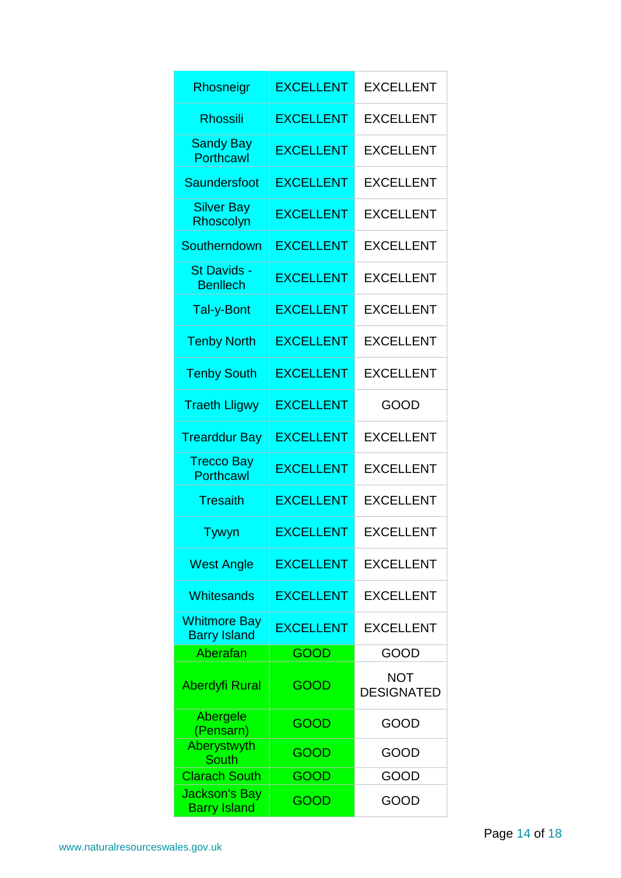| | | |
|---|---|---|
| Rhosneigr | EXCELLENT | EXCELLENT |
| Rhossili | EXCELLENT | EXCELLENT |
| Sandy Bay Porthcawl | EXCELLENT | EXCELLENT |
| Saundersfoot | EXCELLENT | EXCELLENT |
| Silver Bay Rhoscolyn | EXCELLENT | EXCELLENT |
| Southerndown | EXCELLENT | EXCELLENT |
| St Davids - Benllech | EXCELLENT | EXCELLENT |
| Tal-y-Bont | EXCELLENT | EXCELLENT |
| Tenby North | EXCELLENT | EXCELLENT |
| Tenby South | EXCELLENT | EXCELLENT |
| Traeth Lligwy | EXCELLENT | GOOD |
| Trearddur Bay | EXCELLENT | EXCELLENT |
| Trecco Bay Porthcawl | EXCELLENT | EXCELLENT |
| Tresaith | EXCELLENT | EXCELLENT |
| Tywyn | EXCELLENT | EXCELLENT |
| West Angle | EXCELLENT | EXCELLENT |
| Whitesands | EXCELLENT | EXCELLENT |
| Whitmore Bay Barry Island | EXCELLENT | EXCELLENT |
| Aberafan | GOOD | GOOD |
| Aberdyfi Rural | GOOD | NOT DESIGNATED |
| Abergele (Pensarn) | GOOD | GOOD |
| Aberystwyth South | GOOD | GOOD |
| Clarach South | GOOD | GOOD |
| Jackson's Bay Barry Island | GOOD | GOOD |

www.naturalresourceswales.gov.uk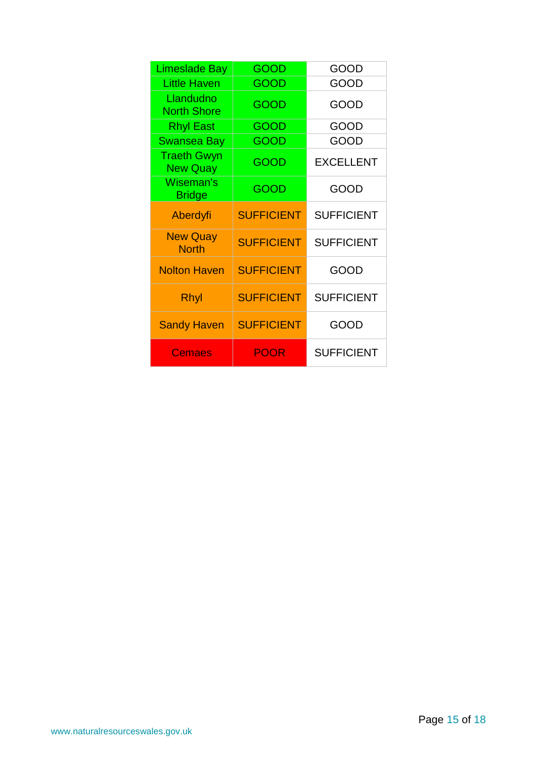| | | |
|---|---|---|
| Limeslade Bay | GOOD | GOOD |
| Little Haven | GOOD | GOOD |
| Llandudno North Shore | GOOD | GOOD |
| Rhyl East | GOOD | GOOD |
| Swansea Bay | GOOD | GOOD |
| Traeth Gwyn New Quay | GOOD | EXCELLENT |
| Wiseman's Bridge | GOOD | GOOD |
| Aberdyfi | SUFFICIENT | SUFFICIENT |
| New Quay North | SUFFICIENT | SUFFICIENT |
| Nolton Haven | SUFFICIENT | GOOD |
| Rhyl | SUFFICIENT | SUFFICIENT |
| Sandy Haven | SUFFICIENT | GOOD |
| Cemaes | POOR | SUFFICIENT |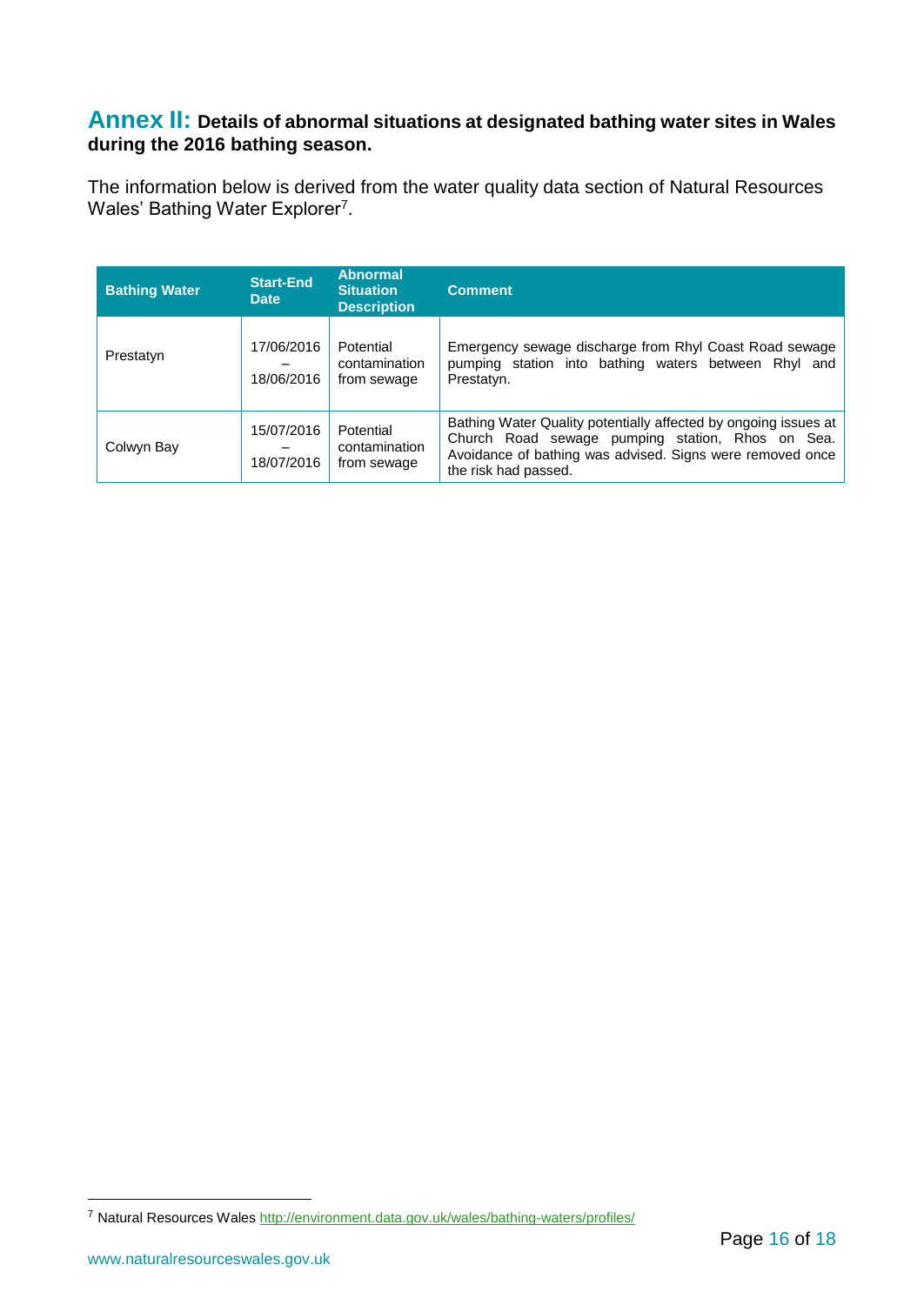## Annex II: Details of abnormal situations at designated bathing water sites in Wales during the 2016 bathing season.

The information below is derived from the water quality data section of Natural Resources Wales' Bathing Water Explorer[7].

| Bathing Water | Start-End Date | Abnormal Situation Description | Comment |
|---|---|---|---|
| Prestatyn | 17/06/2016 – 18/06/2016 | Potential contamination from sewage | Emergency sewage discharge from Rhyl Coast Road sewage pumping station into bathing waters between Rhyl and Prestatyn. |
| Colwyn Bay | 15/07/2016 – 18/07/2016 | Potential contamination from sewage | Bathing Water Quality potentially affected by ongoing issues at Church Road sewage pumping station, Rhos on Sea. Avoidance of bathing was advised. Signs were removed once the risk had passed. |

[7] Natural Resources Wales http://environment.data.gov.uk/wales/bathing-waters/profiles/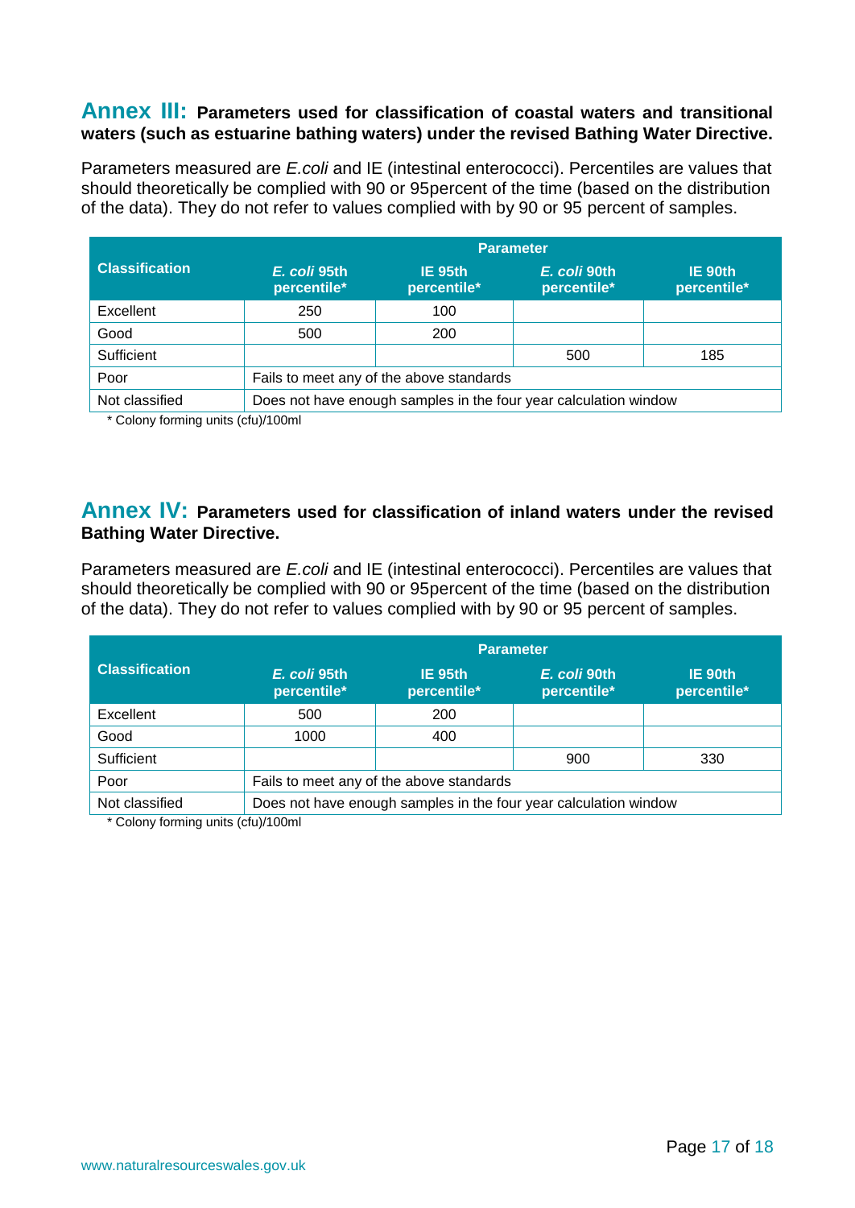## Annex III: Parameters used for classification of coastal waters and transitional waters (such as estuarine bathing waters) under the revised Bathing Water Directive.

Parameters measured are *E.coli* and IE (intestinal enterococci). Percentiles are values that should theoretically be complied with 90 or 95percent of the time (based on the distribution of the data). They do not refer to values complied with by 90 or 95 percent of samples.

| Classification | Parameter | | | |
|---|---|---|---|---|
| | *E. coli* 95th percentile* | IE 95th percentile* | *E. coli* 90th percentile* | IE 90th percentile* |
| Excellent | 250 | 100 | | |
| Good | 500 | 200 | | |
| Sufficient | | | 500 | 185 |
| Poor | Fails to meet any of the above standards | | | |
| Not classified | Does not have enough samples in the four year calculation window | | | |

\* Colony forming units (cfu)/100ml

## Annex IV: Parameters used for classification of inland waters under the revised Bathing Water Directive.

Parameters measured are *E.coli* and IE (intestinal enterococci). Percentiles are values that should theoretically be complied with 90 or 95percent of the time (based on the distribution of the data). They do not refer to values complied with by 90 or 95 percent of samples.

| Classification | Parameter | | | |
|---|---|---|---|---|
| | *E. coli* 95th percentile* | IE 95th percentile* | *E. coli* 90th percentile* | IE 90th percentile* |
| Excellent | 500 | 200 | | |
| Good | 1000 | 400 | | |
| Sufficient | | | 900 | 330 |
| Poor | Fails to meet any of the above standards | | | |
| Not classified | Does not have enough samples in the four year calculation window | | | |

\* Colony forming units (cfu)/100ml

www.naturalresourceswales.gov.uk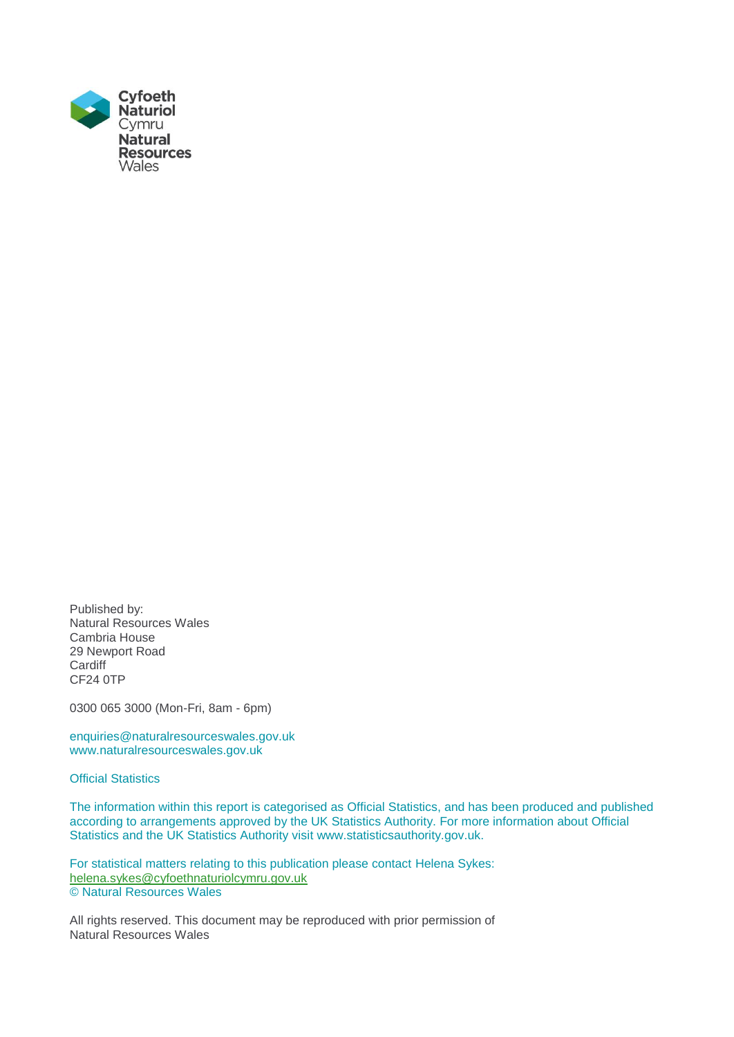Cyfoeth Naturiol Cymru
Natural Resources Wales

Published by:
Natural Resources Wales
Cambria House
29 Newport Road
Cardiff
CF24 0TP

0300 065 3000 (Mon-Fri, 8am - 6pm)

enquiries@naturalresourceswales.gov.uk
www.naturalresourceswales.gov.uk

Official Statistics

The information within this report is categorised as Official Statistics, and has been produced and published according to arrangements approved by the UK Statistics Authority. For more information about Official Statistics and the UK Statistics Authority visit www.statisticsauthority.gov.uk.

For statistical matters relating to this publication please contact Helena Sykes:
helena.sykes@cyfoethnaturiolcymru.gov.uk
© Natural Resources Wales

All rights reserved. This document may be reproduced with prior permission of Natural Resources Wales